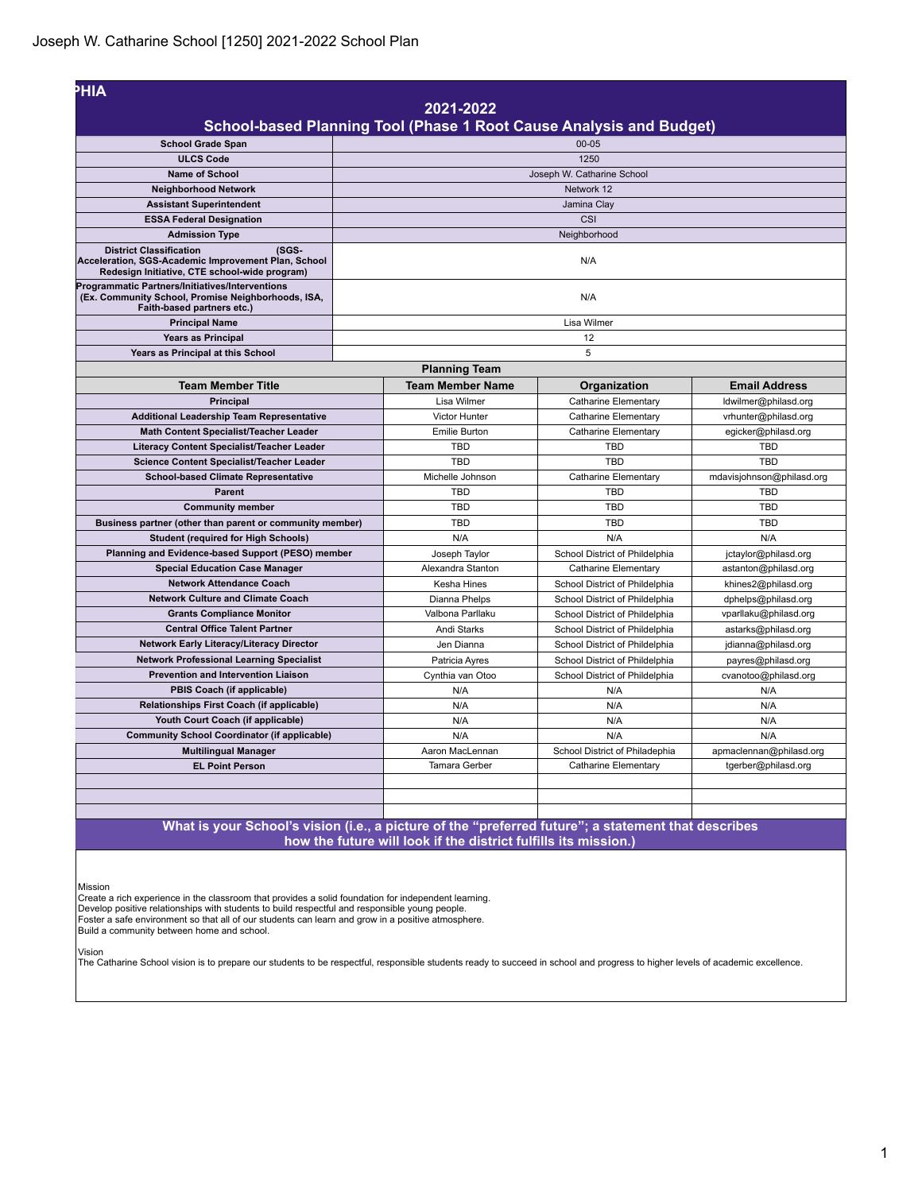# Joseph W. Catharine School [1250] 2021-2022 School Plan

PHIA

## 2021-2022
## School-based Planning Tool (Phase 1 Root Cause Analysis and Budget)

| | |
|---|---|
| **School Grade Span** | 00-05 |
| **ULCS Code** | 1250 |
| **Name of School** | Joseph W. Catharine School |
| **Neighborhood Network** | Network 12 |
| **Assistant Superintendent** | Jamina Clay |
| **ESSA Federal Designation** | CSI |
| **Admission Type** | Neighborhood |
| **District Classification (SGS-Acceleration, SGS-Academic Improvement Plan, School Redesign Initiative, CTE school-wide program)** | N/A |
| **Programmatic Partners/Initiatives/Interventions (Ex. Community School, Promise Neighborhoods, ISA, Faith-based partners etc.)** | N/A |
| **Principal Name** | Lisa Wilmer |
| **Years as Principal** | 12 |
| **Years as Principal at this School** | 5 |

### Planning Team

| Team Member Title | Team Member Name | Organization | Email Address |
|---|---|---|---|
| Principal | Lisa Wilmer | Catharine Elementary | ldwilmer@philasd.org |
| Additional Leadership Team Representative | Victor Hunter | Catharine Elementary | vrhunter@philasd.org |
| Math Content Specialist/Teacher Leader | Emilie Burton | Catharine Elementary | egicker@philasd.org |
| Literacy Content Specialist/Teacher Leader | TBD | TBD | TBD |
| Science Content Specialist/Teacher Leader | TBD | TBD | TBD |
| School-based Climate Representative | Michelle Johnson | Catharine Elementary | mdavisjohnson@philasd.org |
| Parent | TBD | TBD | TBD |
| Community member | TBD | TBD | TBD |
| Business partner (other than parent or community member) | TBD | TBD | TBD |
| Student (required for High Schools) | N/A | N/A | N/A |
| Planning and Evidence-based Support (PESO) member | Joseph Taylor | School District of Phildelphia | jctaylor@philasd.org |
| Special Education Case Manager | Alexandra Stanton | Catharine Elementary | astanton@philasd.org |
| Network Attendance Coach | Kesha Hines | School District of Phildelphia | khines2@philasd.org |
| Network Culture and Climate Coach | Dianna Phelps | School District of Phildelphia | dphelps@philasd.org |
| Grants Compliance Monitor | Valbona Parllaku | School District of Phildelphia | vparllaku@philasd.org |
| Central Office Talent Partner | Andi Starks | School District of Phildelphia | astarks@philasd.org |
| Network Early Literacy/Literacy Director | Jen Dianna | School District of Phildelphia | jdianna@philasd.org |
| Network Professional Learning Specialist | Patricia Ayres | School District of Phildelphia | payres@philasd.org |
| Prevention and Intervention Liaison | Cynthia van Otoo | School District of Phildelphia | cvanotoo@philasd.org |
| PBIS Coach (if applicable) | N/A | N/A | N/A |
| Relationships First Coach (if applicable) | N/A | N/A | N/A |
| Youth Court Coach (if applicable) | N/A | N/A | N/A |
| Community School Coordinator (if applicable) | N/A | N/A | N/A |
| Multilingual Manager | Aaron MacLennan | School District of Philadephia | apmaclennan@philasd.org |
| EL Point Person | Tamara Gerber | Catharine Elementary | tgerber@philasd.org |
| | | | |
| | | | |
| | | | |

### What is your School's vision (i.e., a picture of the "preferred future"; a statement that describes how the future will look if the district fulfills its mission.)

Mission
Create a rich experience in the classroom that provides a solid foundation for independent learning.
Develop positive relationships with students to build respectful and responsible young people.
Foster a safe environment so that all of our students can learn and grow in a positive atmosphere.
Build a community between home and school.

Vision
The Catharine School vision is to prepare our students to be respectful, responsible students ready to succeed in school and progress to higher levels of academic excellence.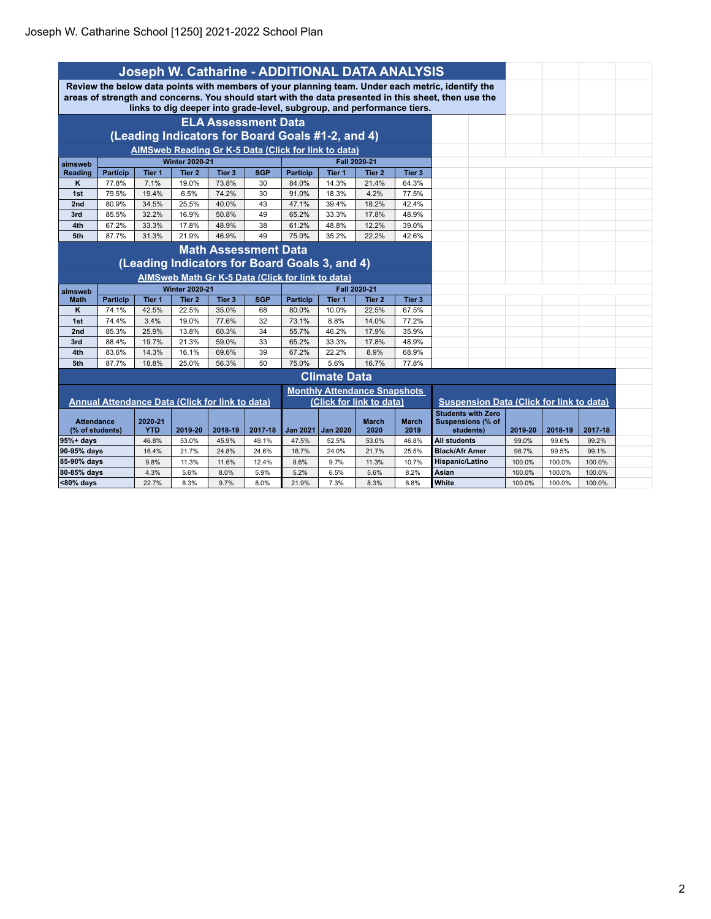## Joseph W. Catharine - ADDITIONAL DATA ANALYSIS

**Review the below data points with members of your planning team. Under each metric, identify the areas of strength and concerns. You should start with the data presented in this sheet, then use the links to dig deeper into grade-level, subgroup, and performance tiers.**

### ELA Assessment Data (Leading Indicators for Board Goals #1-2, and 4)

**AIMSweb Reading Gr K-5 Data (Click for link to data)**

| aimsweb Reading | Winter 2020-21 | | | | | Fall 2020-21 | | | |
|---|---|---|---|---|---|---|---|---|---|
| | Particip | Tier 1 | Tier 2 | Tier 3 | SGP | Particip | Tier 1 | Tier 2 | Tier 3 |
| K | 77.8% | 7.1% | 19.0% | 73.8% | 30 | 84.0% | 14.3% | 21.4% | 64.3% |
| 1st | 79.5% | 19.4% | 6.5% | 74.2% | 30 | 91.0% | 18.3% | 4.2% | 77.5% |
| 2nd | 80.9% | 34.5% | 25.5% | 40.0% | 43 | 47.1% | 39.4% | 18.2% | 42.4% |
| 3rd | 85.5% | 32.2% | 16.9% | 50.8% | 49 | 65.2% | 33.3% | 17.8% | 48.9% |
| 4th | 67.2% | 33.3% | 17.8% | 48.9% | 38 | 61.2% | 48.8% | 12.2% | 39.0% |
| 5th | 87.7% | 31.3% | 21.9% | 46.9% | 49 | 75.0% | 35.2% | 22.2% | 42.6% |

### Math Assessment Data (Leading Indicators for Board Goals 3, and 4)

**AIMSweb Math Gr K-5 Data (Click for link to data)**

| aimsweb Math | Winter 2020-21 | | | | | Fall 2020-21 | | | |
|---|---|---|---|---|---|---|---|---|---|
| | Particip | Tier 1 | Tier 2 | Tier 3 | SGP | Particip | Tier 1 | Tier 2 | Tier 3 |
| K | 74.1% | 42.5% | 22.5% | 35.0% | 68 | 80.0% | 10.0% | 22.5% | 67.5% |
| 1st | 74.4% | 3.4% | 19.0% | 77.6% | 32 | 73.1% | 8.8% | 14.0% | 77.2% |
| 2nd | 85.3% | 25.9% | 13.8% | 60.3% | 34 | 55.7% | 46.2% | 17.9% | 35.9% |
| 3rd | 88.4% | 19.7% | 21.3% | 59.0% | 33 | 65.2% | 33.3% | 17.8% | 48.9% |
| 4th | 83.6% | 14.3% | 16.1% | 69.6% | 39 | 67.2% | 22.2% | 8.9% | 68.9% |
| 5th | 87.7% | 18.8% | 25.0% | 56.3% | 50 | 75.0% | 5.6% | 16.7% | 77.8% |

### Climate Data

**Annual Attendance Data (Click for link to data)** / **Monthly Attendance Snapshots (Click for link to data)**

| Attendance (% of students) | 2020-21 YTD | 2019-20 | 2018-19 | 2017-18 | Jan 2021 | Jan 2020 | March 2020 | March 2019 |
|---|---|---|---|---|---|---|---|---|
| 95%+ days | 46.8% | 53.0% | 45.9% | 49.1% | 47.5% | 52.5% | 53.0% | 46.8% |
| 90-95% days | 16.4% | 21.7% | 24.8% | 24.6% | 16.7% | 24.0% | 21.7% | 25.5% |
| 85-90% days | 9.8% | 11.3% | 11.6% | 12.4% | 8.6% | 9.7% | 11.3% | 10.7% |
| 80-85% days | 4.3% | 5.6% | 8.0% | 5.9% | 5.2% | 6.5% | 5.6% | 8.2% |
| <80% days | 22.7% | 8.3% | 9.7% | 8.0% | 21.9% | 7.3% | 8.3% | 8.8% |

**Suspension Data (Click for link to data)**

| Students with Zero Suspensions (% of students) | 2019-20 | 2018-19 | 2017-18 |
|---|---|---|---|
| All students | 99.0% | 99.6% | 99.2% |
| Black/Afr Amer | 98.7% | 99.5% | 99.1% |
| Hispanic/Latino | 100.0% | 100.0% | 100.0% |
| Asian | 100.0% | 100.0% | 100.0% |
| White | 100.0% | 100.0% | 100.0% |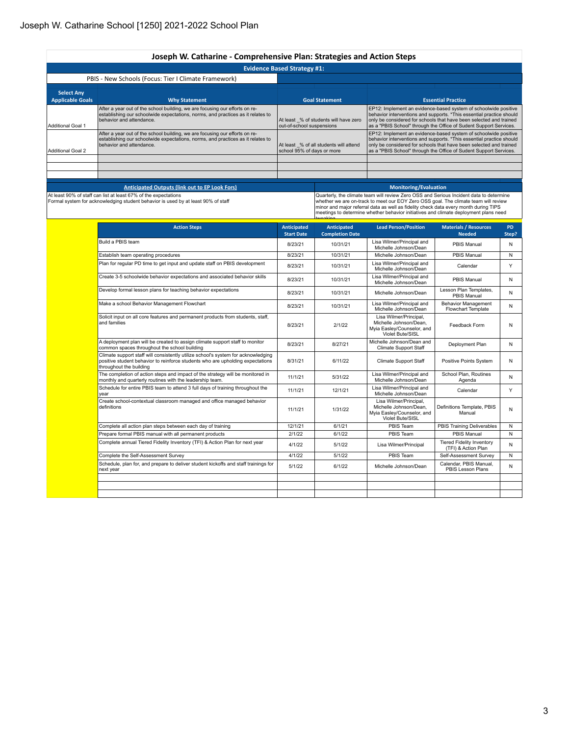# Joseph W. Catharine School [1250] 2021-2022 School Plan

## Joseph W. Catharine - Comprehensive Plan: Strategies and Action Steps

**Evidence Based Strategy #1:**

PBIS - New Schools (Focus: Tier I Climate Framework)

| Select Any Applicable Goals | Why Statement | Goal Statement | Essential Practice |
|---|---|---|---|
| Additional Goal 1 | After a year out of the school building, we are focusing our efforts on re-establishing our schoolwide expectations, norms, and practices as it relates to behavior and attendance. | At least _% of students will have zero out-of-school suspensions | EP12: Implement an evidence-based system of schoolwide positive behavior interventions and supports. *This essential practice should only be considered for schools that have been selected and trained as a "PBIS School" through the Office of Sudent Support Services. |
| Additional Goal 2 | After a year out of the school building, we are focusing our efforts on re-establishing our schoolwide expectations, norms, and practices as it relates to behavior and attendance. | At least _% of all students will attend school 95% of days or more | EP12: Implement an evidence-based system of schoolwide positive behavior interventions and supports. *This essential practice should only be considered for schools that have been selected and trained as a "PBIS School" through the Office of Sudent Support Services. |
| | | | |
| | | | |
| | | | |

| Anticipated Outputs (link out to EP Look Fors) | Monitoring/Evaluation |
|---|---|
| At least 90% of staff can list at least 67% of the expectations<br>Formal system for acknowledging student behavior is used by at least 90% of staff | Quarterly, the climate team will review Zero OSS and Serious Incident data to determine whether we are on-track to meet our EOY Zero OSS goal. The climate team will review minor and major referral data as well as fidelity check data every month during TIPS meetings to determine whether behavior initiatives and climate deployment plans need tweaking. |

| Action Steps | Anticipated Start Date | Anticipated Completion Date | Lead Person/Position | Materials / Resources Needed | PD Step? |
|---|---|---|---|---|---|
| Build a PBIS team | 8/23/21 | 10/31/21 | Lisa Wilmer/Principal and Michelle Johnson/Dean | PBIS Manual | N |
| Establish team operating procedures | 8/23/21 | 10/31/21 | Michelle Johnson/Dean | PBIS Manual | N |
| Plan for regular PD time to get input and update staff on PBIS development | 8/23/21 | 10/31/21 | Lisa Wilmer/Principal and Michelle Johnson/Dean | Calendar | Y |
| Create 3-5 schoolwide behavior expectations and associated behavior skills | 8/23/21 | 10/31/21 | Lisa Wilmer/Principal and Michelle Johnson/Dean | PBIS Manual | N |
| Develop formal lesson plans for teaching behavior expectations | 8/23/21 | 10/31/21 | Michelle Johnson/Dean | Lesson Plan Templates, PBIS Manual | N |
| Make a school Behavior Management Flowchart | 8/23/21 | 10/31/21 | Lisa Wilmer/Principal and Michelle Johnson/Dean | Behavior Management Flowchart Template | N |
| Solicit input on all core features and permanent products from students, staff, and families | 8/23/21 | 2/1/22 | Lisa Wilmer/Principal, Michelle Johnson/Dean, Myia Easley/Counselor, and Violet Bute/SISL | Feedback Form | N |
| A deployment plan will be created to assign climate support staff to monitor common spaces throughout the school building | 8/23/21 | 8/27/21 | Michelle Johnson/Dean and Climate Support Staff | Deployment Plan | N |
| Climate support staff will consistently utilize school's system for acknowledging positive student behavior to reinforce students who are upholding expectations throughout the building | 8/31/21 | 6/11/22 | Climate Support Staff | Positive Points System | N |
| The completion of action steps and impact of the strategy will be monitored in monthly and quarterly routines with the leadership team. | 11/1/21 | 5/31/22 | Lisa Wilmer/Principal and Michelle Johnson/Dean | School Plan, Routines Agenda | N |
| Schedule for entire PBIS team to attend 3 full days of training throughout the year | 11/1/21 | 12/1/21 | Lisa Wilmer/Principal and Michelle Johnson/Dean | Calendar | Y |
| Create school-contextual classroom managed and office managed behavior definitions | 11/1/21 | 1/31/22 | Lisa Wilmer/Principal, Michelle Johnson/Dean, Myia Easley/Counselor, and Violet Bute/SISL | Definitions Template, PBIS Manual | N |
| Complete all action plan steps between each day of training | 12/1/21 | 6/1/21 | PBIS Team | PBIS Training Deliverables | N |
| Prepare formal PBIS manual with all permanent products | 2/1/22 | 6/1/22 | PBIS Team | PBIS Manual | N |
| Complete annual Tiered Fidelity Inventory (TFI) & Action Plan for next year | 4/1/22 | 5/1/22 | Lisa Wilmer/Principal | Tiered Fidelity Inventory (TFI) & Action Plan | N |
| Complete the Self-Assessment Survey | 4/1/22 | 5/1/22 | PBIS Team | Self-Assessment Survey | N |
| Schedule, plan for, and prepare to deliver student kickoffs and staff trainings for next year | 5/1/22 | 6/1/22 | Michelle Johnson/Dean | Calendar, PBIS Manual, PBIS Lesson Plans | N |
| | | | | | |
| | | | | | |
| | | | | | |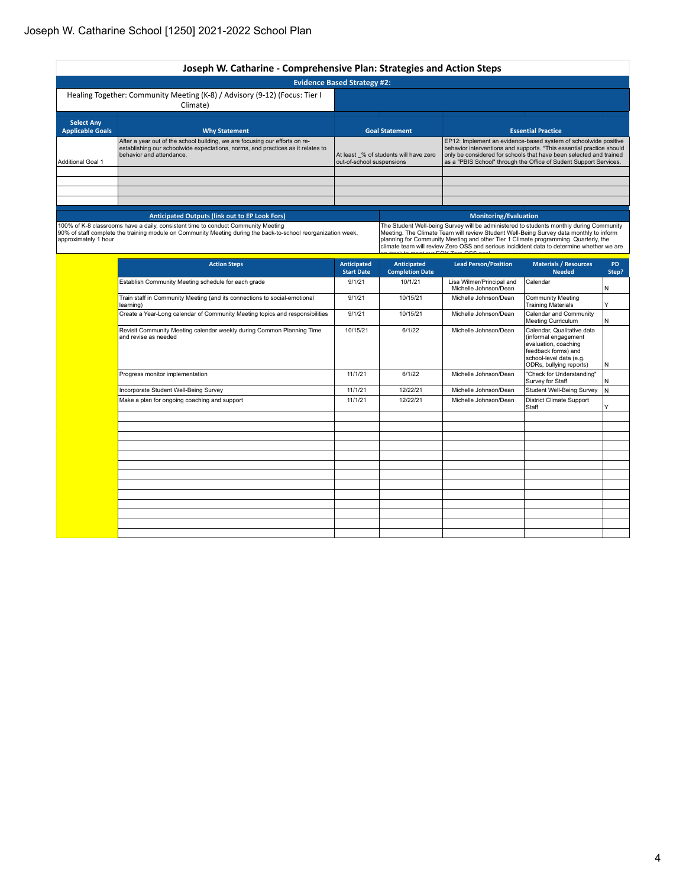# Joseph W. Catharine School [1250] 2021-2022 School Plan

## Joseph W. Catharine - Comprehensive Plan: Strategies and Action Steps

### Evidence Based Strategy #2:

Healing Together: Community Meeting (K-8) / Advisory (9-12) (Focus: Tier I Climate)

| Select Any Applicable Goals | Why Statement | Goal Statement | Essential Practice |
|---|---|---|---|
| Additional Goal 1 | After a year out of the school building, we are focusing our efforts on re-establishing our schoolwide expectations, norms, and practices as it relates to behavior and attendance. | At least _% of students will have zero out-of-school suspensions | EP12: Implement an evidence-based system of schoolwide positive behavior interventions and supports. *This essential practice should only be considered for schools that have been selected and trained as a "PBIS School" through the Office of Sudent Support Services. |
| | | | |
| | | | |
| | | | |
| | | | |

| Anticipated Outputs (link out to EP Look Fors) | Monitoring/Evaluation |
|---|---|
| 100% of K-8 classrooms have a daily, consistent time to conduct Community Meeting<br>90% of staff complete the training module on Community Meeting during the back-to-school reorganization week, approximately 1 hour | The Student Well-being Survey will be administered to students monthly during Community Meeting. The Climate Team will review Student Well-Being Survey data monthly to inform planning for Community Meeting and other Tier 1 Climate programming. Quarterly, the climate team will review Zero OSS and serious incidident data to determine whether we are on track to meet our EOY Zero OSS goal |

| Action Steps | Anticipated Start Date | Anticipated Completion Date | Lead Person/Position | Materials / Resources Needed | PD Step? |
|---|---|---|---|---|---|
| Establish Community Meeting schedule for each grade | 9/1/21 | 10/1/21 | Lisa Wilmer/Principal and Michelle Johnson/Dean | Calendar | N |
| Train staff in Community Meeting (and its connections to social-emotional learning) | 9/1/21 | 10/15/21 | Michelle Johnson/Dean | Community Meeting Training Materials | Y |
| Create a Year-Long calendar of Community Meeting topics and responsibilities | 9/1/21 | 10/15/21 | Michelle Johnson/Dean | Calendar and Community Meeting Curriculum | N |
| Revisit Community Meeting calendar weekly during Common Planning Time and revise as needed | 10/15/21 | 6/1/22 | Michelle Johnson/Dean | Calendar, Qualitative data (informal engagement evaluation, coaching feedback forms) and school-level data (e.g. ODRs, bullying reports) | N |
| Progress monitor implementation | 11/1/21 | 6/1/22 | Michelle Johnson/Dean | "Check for Understanding" Survey for Staff | N |
| Incorporate Student Well-Being Survey | 11/1/21 | 12/22/21 | Michelle Johnson/Dean | Student Well-Being Survey | N |
| Make a plan for ongoing coaching and support | 11/1/21 | 12/22/21 | Michelle Johnson/Dean | District Climate Support Staff | Y |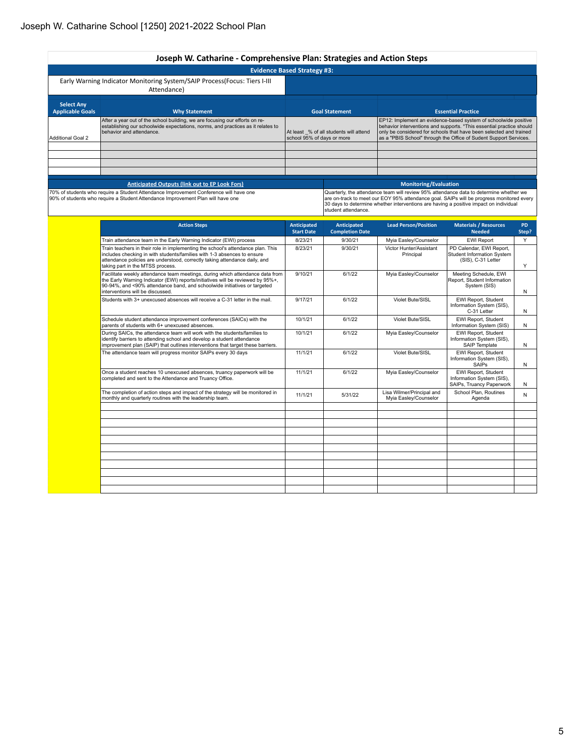Joseph W. Catharine School [1250] 2021-2022 School Plan

## Joseph W. Catharine - Comprehensive Plan: Strategies and Action Steps

### Evidence Based Strategy #3:

Early Warning Indicator Monitoring System/SAIP Process(Focus: Tiers I-III Attendance)

| Select Any Applicable Goals | Why Statement | Goal Statement | Essential Practice |
|---|---|---|---|
| Additional Goal 2 | After a year out of the school building, we are focusing our efforts on re-establishing our schoolwide expectations, norms, and practices as it relates to behavior and attendance. | At least _% of all students will attend school 95% of days or more | EP12: Implement an evidence-based system of schoolwide positive behavior interventions and supports. *This essential practice should only be considered for schools that have been selected and trained as a "PBIS School" through the Office of Sudent Support Services. |
| | | | |
| | | | |
| | | | |
| | | | |

| Anticipated Outputs (link out to EP Look Fors) | Monitoring/Evaluation |
|---|---|
| 70% of students who require a Student Attendance Improvement Conference will have one<br>90% of students who require a Student Attendance Improvement Plan will have one | Quarterly, the attendance team will review 95% attendance data to determine whether we are on-track to meet our EOY 95% attendance goal. SAIPs will be progress monitored every 30 days to determine whether interventions are having a positive impact on individual student attendance. |

| Action Steps | Anticipated Start Date | Anticipated Completion Date | Lead Person/Position | Materials / Resources Needed | PD Step? |
|---|---|---|---|---|---|
| Train attendance team in the Early Warning Indicator (EWI) process | 8/23/21 | 9/30/21 | Myia Easley/Counselor | EWI Report | Y |
| Train teachers in their role in implementing the school's attendance plan. This includes checking in with students/families with 1-3 absences to ensure attendance policies are understood, correctly taking attendance daily, and taking part in the MTSS process. | 8/23/21 | 9/30/21 | Victor Hunter/Assistant Principal | PD Calendar, EWI Report, Student Information System (SIS), C-31 Letter | Y |
| Facilitate weekly attendance team meetings, during which attendance data from the Early Warning Indicator (EWI) reports/initiatives will be reviewed by 95%+, 90-94%, and <90% attendance band, and schoolwide initiatives or targeted interventions will be discussed. | 9/10/21 | 6/1/22 | Myia Easley/Counselor | Meeting Schedule, EWI Report, Student Information System (SIS) | N |
| Students with 3+ unexcused absences will receive a C-31 letter in the mail. | 9/17/21 | 6/1/22 | Violet Bute/SISL | EWI Report, Student Information System (SIS), C-31 Letter | N |
| Schedule student attendance improvement conferences (SAICs) with the parents of students with 6+ unexcused absences. | 10/1/21 | 6/1/22 | Violet Bute/SISL | EWI Report, Student Information System (SIS) | N |
| During SAICs, the attendance team will work with the students/families to identify barriers to attending school and develop a student attendance improvement plan (SAIP) that outlines interventions that target these barriers. | 10/1/21 | 6/1/22 | Myia Easley/Counselor | EWI Report, Student Information System (SIS), SAIP Template | N |
| The attendance team will progress monitor SAIPs every 30 days | 11/1/21 | 6/1/22 | Violet Bute/SISL | EWI Report, Student Information System (SIS), SAIPs | N |
| Once a student reaches 10 unexcused absences, truancy paperwork will be completed and sent to the Attendance and Truancy Office. | 11/1/21 | 6/1/22 | Myia Easley/Counselor | EWI Report, Student Information System (SIS), SAIPs, Truancy Paperwork | N |
| The completion of action steps and impact of the strategy will be monitored in monthly and quarterly routines with the leadership team. | 11/1/21 | 5/31/22 | Lisa Wilmer/Principal and Myia Easley/Counselor | School Plan, Routines Agenda | N |
| | | | | | |
| | | | | | |
| | | | | | |
| | | | | | |
| | | | | | |
| | | | | | |
| | | | | | |
| | | | | | |
| | | | | | |
| | | | | | |
| | | | | | |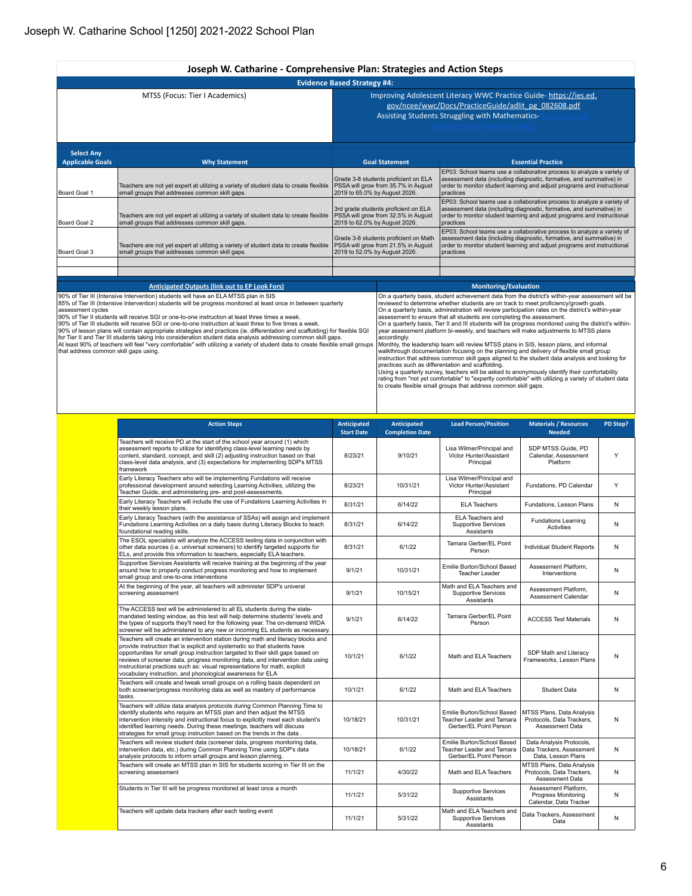Joseph W. Catharine School [1250] 2021-2022 School Plan

## Joseph W. Catharine - Comprehensive Plan: Strategies and Action Steps

### Evidence Based Strategy #4:

| MTSS (Focus: Tier I Academics) | Improving Adolescent Literacy WWC Practice Guide- https://ies.ed.gov/ncee/wwc/Docs/PracticeGuide/adlit_pg_082608.pdf<br>Assisting Students Struggling with Mathematics- https://ies.ed.gov/ncee/wwc/PracticeGuide/2 |
|---|---|

| Select Any Applicable Goals | Why Statement | Goal Statement | Essential Practice |
|---|---|---|---|
| Board Goal 1 | Teachers are not yet expert at utilizing a variety of student data to create flexible small groups that addresses common skill gaps. | Grade 3-8 students proficient on ELA PSSA will grow from 35.7% in August 2019 to 65.0% by August 2026. | EP03: School teams use a collaborative process to analyze a variety of assessment data (including diagnostic, formative, and summative) in order to monitor student learning and adjust programs and instructional practices |
| Board Goal 2 | Teachers are not yet expert at utilizing a variety of student data to create flexible small groups that addresses common skill gaps. | 3rd grade students proficient on ELA PSSA will grow from 32.5% in August 2019 to 62.0% by August 2026. | EP03: School teams use a collaborative process to analyze a variety of assessment data (including diagnostic, formative, and summative) in order to monitor student learning and adjust programs and instructional practices |
| Board Goal 3 | Teachers are not yet expert at utilizing a variety of student data to create flexible small groups that addresses common skill gaps. | Grade 3-8 students proficient on Math PSSA will grow from 21.5% in August 2019 to 52.0% by August 2026. | EP03: School teams use a collaborative process to analyze a variety of assessment data (including diagnostic, formative, and summative) in order to monitor student learning and adjust programs and instructional practices |
| | | | |
| | | | |

| Anticipated Outputs (link out to EP Look Fors) | Monitoring/Evaluation |
|---|---|
| 90% of Tier III (Intensive Intervention) students will have an ELA MTSS plan in SIS<br>85% of Tier III (Intensive Intervention) students will be progress monitored at least once in between quarterly assessment cycles<br>90% of Tier II students will receive SGI or one-to-one instruction at least three times a week.<br>90% of Tier III students will receive SGI or one-to-one instruction at least three to five times a week.<br>90% of lesson plans will contain appropriate strategies and practices (ie. differentiation and scaffolding) for flexible SGI for Tier II and Tier III students taking into consideration student data analysis addressing common skill gaps.<br>At least 90% of teachers will feel "very comfortable" with utilizing a variety of student data to create flexible small groups that address common skill gaps using. | On a quarterly basis, student achievement data from the district's within-year assessment will be reviewed to determine whether students are on track to meet proficiency/growth goals.<br>On a quarterly basis, administration will review participation rates on the district's within-year assessment to ensure that all students are completing the assessment.<br>On a quarterly basis, Tier II and III students will be progress monitored using the district's within-year assessment platform bi-weekly, and teachers will make adjustments to MTSS plans accordingly.<br>Monthly, the leadership team will review MTSS plans in SIS, lesson plans, and informal walkthrough documentation focusing on the planning and delivery of flexible small group instruction that address common skill gaps aligned to the student data analysis and looking for practices such as differentiation and scaffolding.<br>Using a quarterly survey, teachers will be asked to anonymously identify their comfortability rating from "not yet comfortable" to "expertly comfortable" with utilizing a variety of student data to create flexible small groups that address common skill gaps. |

| Action Steps | Anticipated Start Date | Anticipated Completion Date | Lead Person/Position | Materials / Resources Needed | PD Step? |
|---|---|---|---|---|---|
| Teachers will receive PD at the start of the school year around (1) which assessment reports to utilize for identifying class-level learning needs by content, standard, concept, and skill (2) adjusting instruction based on that class-level data analysis, and (3) expectations for implementing SDP's MTSS framework | 8/23/21 | 9/10/21 | Lisa Wilmer/Principal and Victor Hunter/Assistant Principal | SDP MTSS Guide, PD Calendar, Assessment Platform | Y |
| Early Literacy Teachers who will be implementing Fundations will receive professional development around selecting Learning Activities, utilizing the Teacher Guide, and administering pre- and post-assessments. | 8/23/21 | 10/31/21 | Lisa Wilmer/Principal and Victor Hunter/Assistant Principal | Fundations, PD Calendar | Y |
| Early Literacy Teachers will include the use of Fundations Learning Activities in their weekly lesson plans. | 8/31/21 | 6/14/22 | ELA Teachers | Fundations, Lesson Plans | N |
| Early Literacy Teachers (with the assistance of SSAs) will assign and implement Fundations Learning Activities on a daily basis during Literacy Blocks to teach foundational reading skills. | 8/31/21 | 6/14/22 | ELA Teachers and Supportive Services Assistants | Fundations Learning Activities | N |
| The ESOL specialists will analyze the ACCESS testing data in conjunction with other data sources (i.e. universal screeners) to identify targeted supports for ELs, and provide this information to teachers, especially ELA teachers. | 8/31/21 | 6/1/22 | Tamara Gerber/EL Point Person | Individual Student Reports | N |
| Supportive Services Assistants will receive training at the beginning of the year around how to properly conduct progress monitoring and how to implement small group and one-to-one interventions | 9/1/21 | 10/31/21 | Emilie Burton/School Based Teacher Leader | Assessment Platform, Interventions | N |
| At the beginning of the year, all teachers will administer SDP's univeral screening assessment | 9/1/21 | 10/15/21 | Math and ELA Teachers and Supportive Services Assistants | Assessment Platform, Assessment Calendar | N |
| The ACCESS test will be administered to all EL students during the state-mandated testing window, as this test will help determine students' levels and the types of supports they'll need for the following year. The on-demand WIDA screener will be administered to any new or incoming EL students as necessary. | 9/1/21 | 6/14/22 | Tamara Gerber/EL Point Person | ACCESS Test Materials | N |
| Teachers will create an intervention station during math and literacy blocks and provide instruction that is explicit and systematic so that students have opportunities for small group instruction targeted to their skill gaps based on reviews of screener data, progress monitoring data, and intervention data using instructional practices such as: visual representations for math, explicit vocabulary instruction, and phonological awareness for ELA | 10/1/21 | 6/1/22 | Math and ELA Teachers | SDP Math and Literacy Frameworks, Lesson Plans | N |
| Teachers will create and tweak small groups on a rolling basis dependent on both screener/progress monitoring data as well as mastery of performance tasks. | 10/1/21 | 6/1/22 | Math and ELA Teachers | Student Data | N |
| Teachers will utilize data analysis protocols during Common Planning Time to identify students who require an MTSS plan and then adjust the MTSS intervention intensity and instructional focus to explicitly meet each student's identified learning needs. During these meetings, teachers will discuss strategies for small group instruction based on the trends in the data . | 10/18/21 | 10/31/21 | Emilie Burton/School Based Teacher Leader and Tamara Gerber/EL Point Person | MTSS Plans, Data Analysis Protocols, Data Trackers, Assessment Data | N |
| Teachers will review student data (screener data, progress monitoring data, intervention data, etc.) during Common Planning Time using SDP's data analysis protocols to inform small groups and lesson planning. | 10/18/21 | 6/1/22 | Emilie Burton/School Based Teacher Leader and Tamara Gerber/EL Point Person | Data Analysis Protocols, Data Trackers, Assessment Data, Lesson Plans | N |
| Teachers will create an MTSS plan in SIS for students scoring in Tier III on the screening assessment | 11/1/21 | 4/30/22 | Math and ELA Teachers | MTSS Plans, Data Analysis Protocols, Data Trackers, Assessment Data | N |
| Students in Tier III will be progress monitored at least once a month | 11/1/21 | 5/31/22 | Supportive Services Assistants | Assessment Platform, Progress Monitoring Calendar, Data Tracker | N |
| Teachers will update data trackers after each testing event | 11/1/21 | 5/31/22 | Math and ELA Teachers and Supportive Services Assistants | Data Trackers, Assessment Data | N |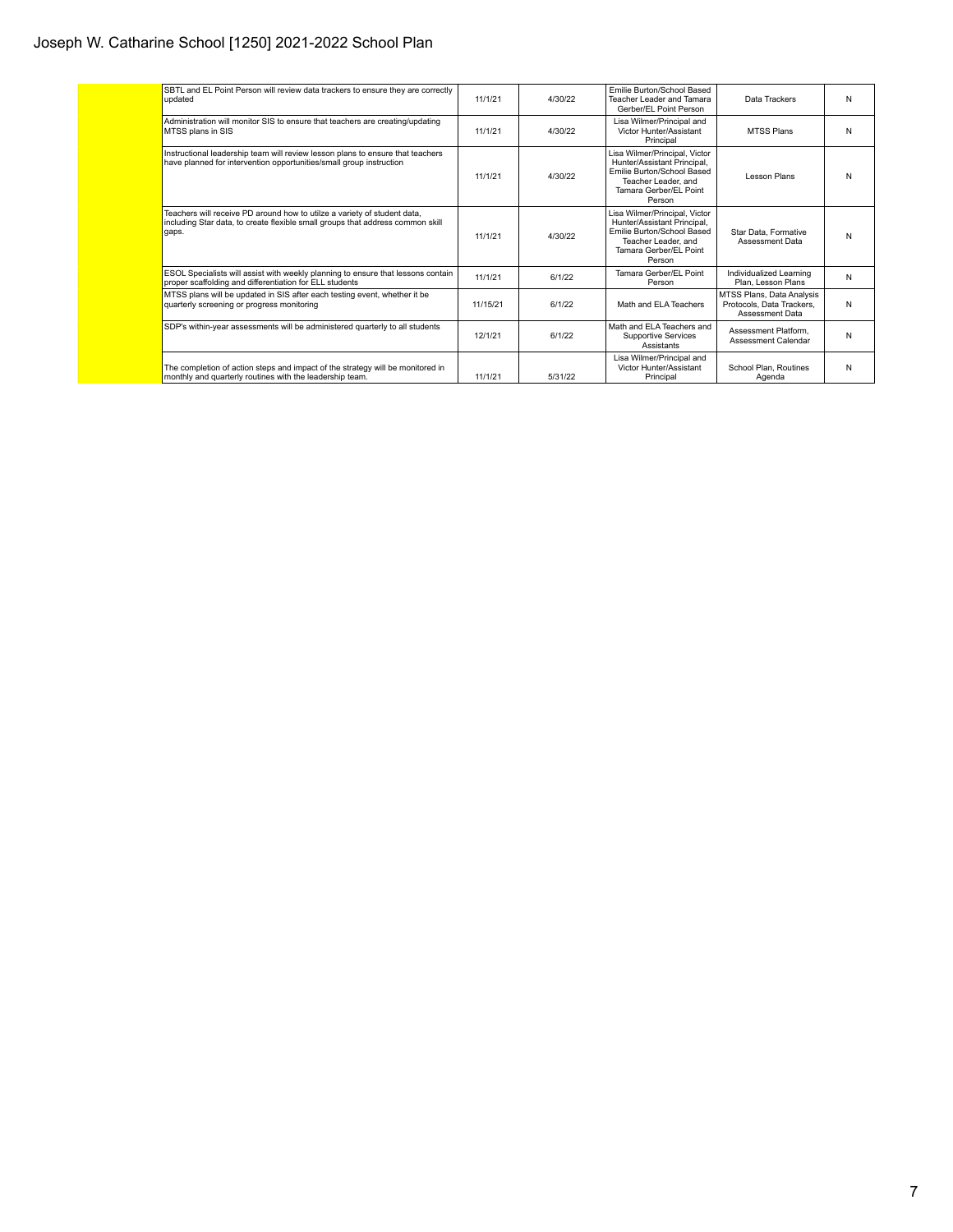| | | | | | | |
|---|---|---|---|---|---|---|
| | SBTL and EL Point Person will review data trackers to ensure they are correctly updated | 11/1/21 | 4/30/22 | Emilie Burton/School Based Teacher Leader and Tamara Gerber/EL Point Person | Data Trackers | N |
| | Administration will monitor SIS to ensure that teachers are creating/updating MTSS plans in SIS | 11/1/21 | 4/30/22 | Lisa Wilmer/Principal and Victor Hunter/Assistant Principal | MTSS Plans | N |
| | Instructional leadership team will review lesson plans to ensure that teachers have planned for intervention opportunities/small group instruction | 11/1/21 | 4/30/22 | Lisa Wilmer/Principal, Victor Hunter/Assistant Principal, Emilie Burton/School Based Teacher Leader, and Tamara Gerber/EL Point Person | Lesson Plans | N |
| | Teachers will receive PD around how to utilze a variety of student data, including Star data, to create flexible small groups that address common skill gaps. | 11/1/21 | 4/30/22 | Lisa Wilmer/Principal, Victor Hunter/Assistant Principal, Emilie Burton/School Based Teacher Leader, and Tamara Gerber/EL Point Person | Star Data, Formative Assessment Data | N |
| | ESOL Specialists will assist with weekly planning to ensure that lessons contain proper scaffolding and differentiation for ELL students | 11/1/21 | 6/1/22 | Tamara Gerber/EL Point Person | Individualized Learning Plan, Lesson Plans | N |
| | MTSS plans will be updated in SIS after each testing event, whether it be quarterly screening or progress monitoring | 11/15/21 | 6/1/22 | Math and ELA Teachers | MTSS Plans, Data Analysis Protocols, Data Trackers, Assessment Data | N |
| | SDP's within-year assessments will be administered quarterly to all students | 12/1/21 | 6/1/22 | Math and ELA Teachers and Supportive Services Assistants | Assessment Platform, Assessment Calendar | N |
| | The completion of action steps and impact of the strategy will be monitored in monthly and quarterly routines with the leadership team. | 11/1/21 | 5/31/22 | Lisa Wilmer/Principal and Victor Hunter/Assistant Principal | School Plan, Routines Agenda | N |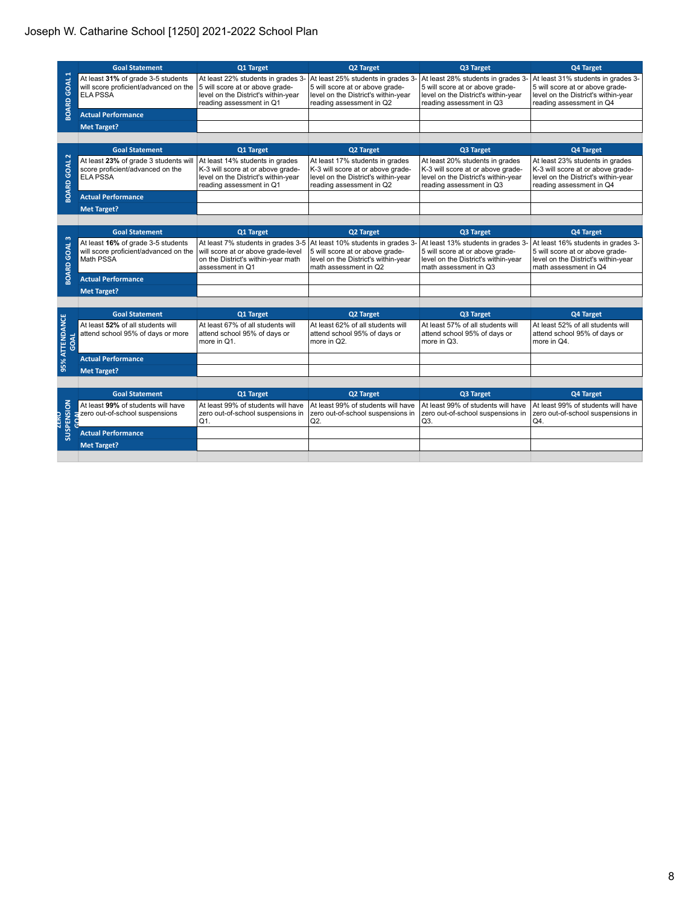| BOARD GOAL 1 | Goal Statement | Q1 Target | Q2 Target | Q3 Target | Q4 Target |
|---|---|---|---|---|---|
| | At least **31%** of grade 3-5 students will score proficient/advanced on the ELA PSSA | At least 22% students in grades 3-5 will score at or above grade-level on the District's within-year reading assessment in Q1 | At least 25% students in grades 3-5 will score at or above grade-level on the District's within-year reading assessment in Q2 | At least 28% students in grades 3-5 will score at or above grade-level on the District's within-year reading assessment in Q3 | At least 31% students in grades 3-5 will score at or above grade-level on the District's within-year reading assessment in Q4 |
| | **Actual Performance** | | | | |
| | **Met Target?** | | | | |

| BOARD GOAL 2 | Goal Statement | Q1 Target | Q2 Target | Q3 Target | Q4 Target |
|---|---|---|---|---|---|
| | At least **23%** of grade 3 students will score proficient/advanced on the ELA PSSA | At least 14% students in grades K-3 will score at or above grade-level on the District's within-year reading assessment in Q1 | At least 17% students in grades K-3 will score at or above grade-level on the District's within-year reading assessment in Q2 | At least 20% students in grades K-3 will score at or above grade-level on the District's within-year reading assessment in Q3 | At least 23% students in grades K-3 will score at or above grade-level on the District's within-year reading assessment in Q4 |
| | **Actual Performance** | | | | |
| | **Met Target?** | | | | |

| BOARD GOAL 3 | Goal Statement | Q1 Target | Q2 Target | Q3 Target | Q4 Target |
|---|---|---|---|---|---|
| | At least **16%** of grade 3-5 students will score proficient/advanced on the Math PSSA | At least 7% students in grades 3-5 will score at or above grade-level on the District's within-year math assessment in Q1 | At least 10% students in grades 3-5 will score at or above grade-level on the District's within-year math assessment in Q2 | At least 13% students in grades 3-5 will score at or above grade-level on the District's within-year math assessment in Q3 | At least 16% students in grades 3-5 will score at or above grade-level on the District's within-year math assessment in Q4 |
| | **Actual Performance** | | | | |
| | **Met Target?** | | | | |

| 95% ATTENDANCE GOAL | Goal Statement | Q1 Target | Q2 Target | Q3 Target | Q4 Target |
|---|---|---|---|---|---|
| | At least **52%** of all students will attend school 95% of days or more | At least 67% of all students will attend school 95% of days or more in Q1. | At least 62% of all students will attend school 95% of days or more in Q2. | At least 57% of all students will attend school 95% of days or more in Q3. | At least 52% of all students will attend school 95% of days or more in Q4. |
| | **Actual Performance** | | | | |
| | **Met Target?** | | | | |

| ZERO SUSPENSION GOAL | Goal Statement | Q1 Target | Q2 Target | Q3 Target | Q4 Target |
|---|---|---|---|---|---|
| | At least **99%** of students will have zero out-of-school suspensions | At least 99% of students will have zero out-of-school suspensions in Q1. | At least 99% of students will have zero out-of-school suspensions in Q2. | At least 99% of students will have zero out-of-school suspensions in Q3. | At least 99% of students will have zero out-of-school suspensions in Q4. |
| | **Actual Performance** | | | | |
| | **Met Target?** | | | | |